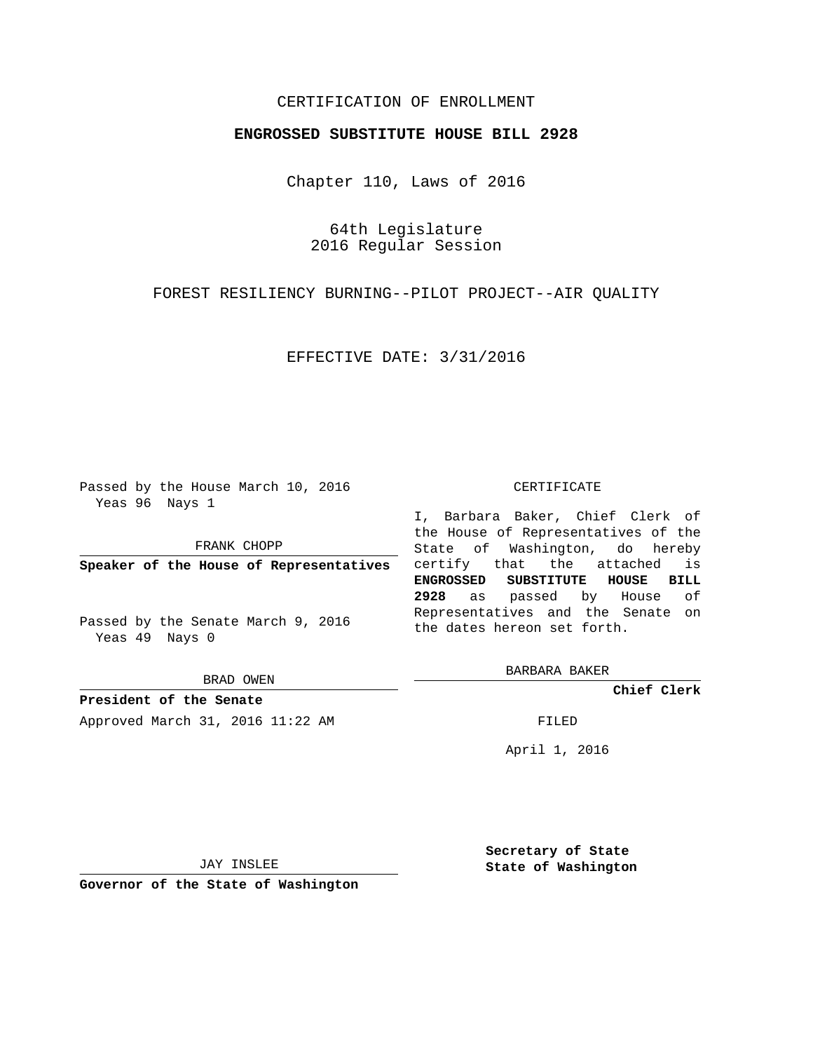CERTIFICATION OF ENROLLMENT

**ENGROSSED SUBSTITUTE HOUSE BILL 2928**

Chapter 110, Laws of 2016

64th Legislature
2016 Regular Session

FOREST RESILIENCY BURNING--PILOT PROJECT--AIR QUALITY

EFFECTIVE DATE: 3/31/2016

Passed by the House March 10, 2016
Yeas 96 Nays 1

FRANK CHOPP

**Speaker of the House of Representatives**

Passed by the Senate March 9, 2016
Yeas 49 Nays 0

BRAD OWEN

**President of the Senate**

Approved March 31, 2016 11:22 AM

JAY INSLEE

**Governor of the State of Washington**

CERTIFICATE

I, Barbara Baker, Chief Clerk of the House of Representatives of the State of Washington, do hereby certify that the attached is **ENGROSSED SUBSTITUTE HOUSE BILL 2928** as passed by House of Representatives and the Senate on the dates hereon set forth.

BARBARA BAKER

**Chief Clerk**

FILED

April 1, 2016

**Secretary of State**
**State of Washington**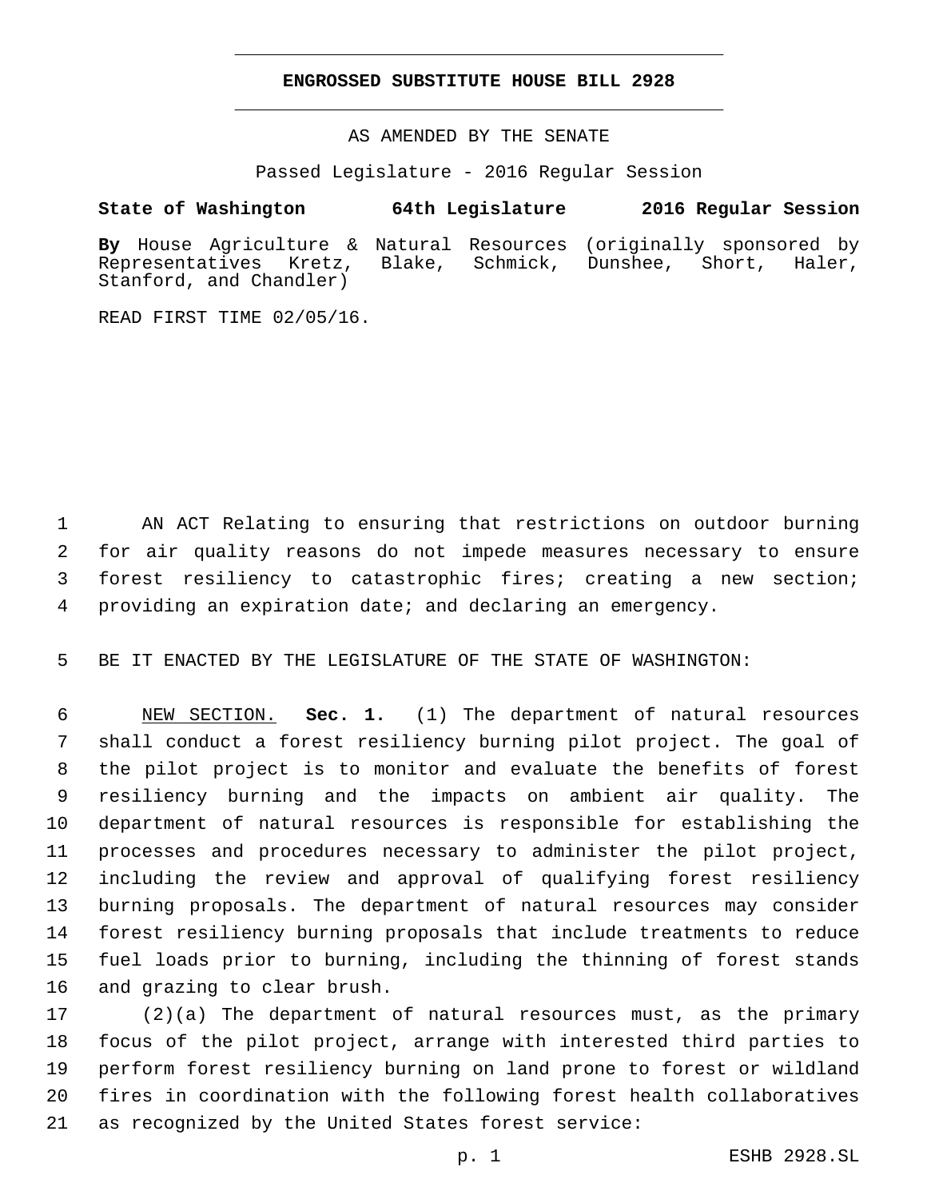# ENGROSSED SUBSTITUTE HOUSE BILL 2928

AS AMENDED BY THE SENATE

Passed Legislature - 2016 Regular Session

**State of Washington 64th Legislature 2016 Regular Session**

**By** House Agriculture & Natural Resources (originally sponsored by Representatives Kretz, Blake, Schmick, Dunshee, Short, Haler, Stanford, and Chandler)

READ FIRST TIME 02/05/16.

AN ACT Relating to ensuring that restrictions on outdoor burning for air quality reasons do not impede measures necessary to ensure forest resiliency to catastrophic fires; creating a new section; providing an expiration date; and declaring an emergency.

BE IT ENACTED BY THE LEGISLATURE OF THE STATE OF WASHINGTON:

NEW SECTION. **Sec. 1.** (1) The department of natural resources shall conduct a forest resiliency burning pilot project. The goal of the pilot project is to monitor and evaluate the benefits of forest resiliency burning and the impacts on ambient air quality. The department of natural resources is responsible for establishing the processes and procedures necessary to administer the pilot project, including the review and approval of qualifying forest resiliency burning proposals. The department of natural resources may consider forest resiliency burning proposals that include treatments to reduce fuel loads prior to burning, including the thinning of forest stands and grazing to clear brush.

(2)(a) The department of natural resources must, as the primary focus of the pilot project, arrange with interested third parties to perform forest resiliency burning on land prone to forest or wildland fires in coordination with the following forest health collaboratives as recognized by the United States forest service: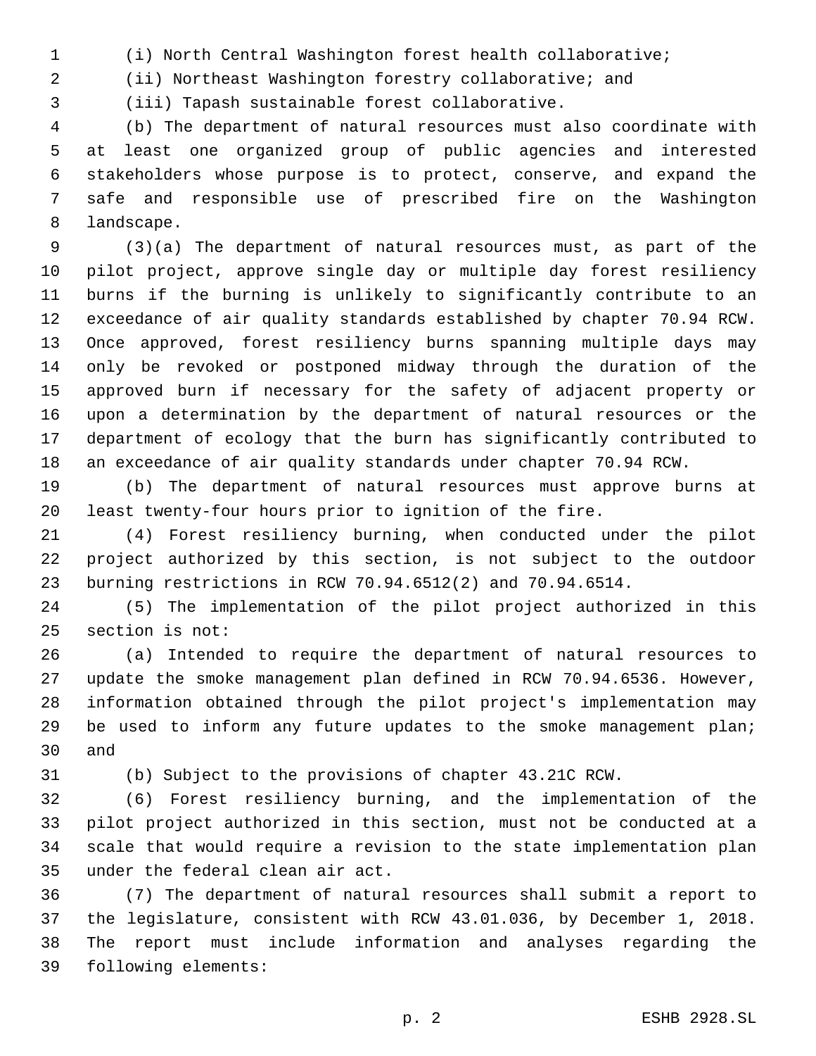(i) North Central Washington forest health collaborative;

(ii) Northeast Washington forestry collaborative; and

(iii) Tapash sustainable forest collaborative.

(b) The department of natural resources must also coordinate with at least one organized group of public agencies and interested stakeholders whose purpose is to protect, conserve, and expand the safe and responsible use of prescribed fire on the Washington landscape.

(3)(a) The department of natural resources must, as part of the pilot project, approve single day or multiple day forest resiliency burns if the burning is unlikely to significantly contribute to an exceedance of air quality standards established by chapter 70.94 RCW. Once approved, forest resiliency burns spanning multiple days may only be revoked or postponed midway through the duration of the approved burn if necessary for the safety of adjacent property or upon a determination by the department of natural resources or the department of ecology that the burn has significantly contributed to an exceedance of air quality standards under chapter 70.94 RCW.

(b) The department of natural resources must approve burns at least twenty-four hours prior to ignition of the fire.

(4) Forest resiliency burning, when conducted under the pilot project authorized by this section, is not subject to the outdoor burning restrictions in RCW 70.94.6512(2) and 70.94.6514.

(5) The implementation of the pilot project authorized in this section is not:

(a) Intended to require the department of natural resources to update the smoke management plan defined in RCW 70.94.6536. However, information obtained through the pilot project's implementation may be used to inform any future updates to the smoke management plan; and

(b) Subject to the provisions of chapter 43.21C RCW.

(6) Forest resiliency burning, and the implementation of the pilot project authorized in this section, must not be conducted at a scale that would require a revision to the state implementation plan under the federal clean air act.

(7) The department of natural resources shall submit a report to the legislature, consistent with RCW 43.01.036, by December 1, 2018. The report must include information and analyses regarding the following elements: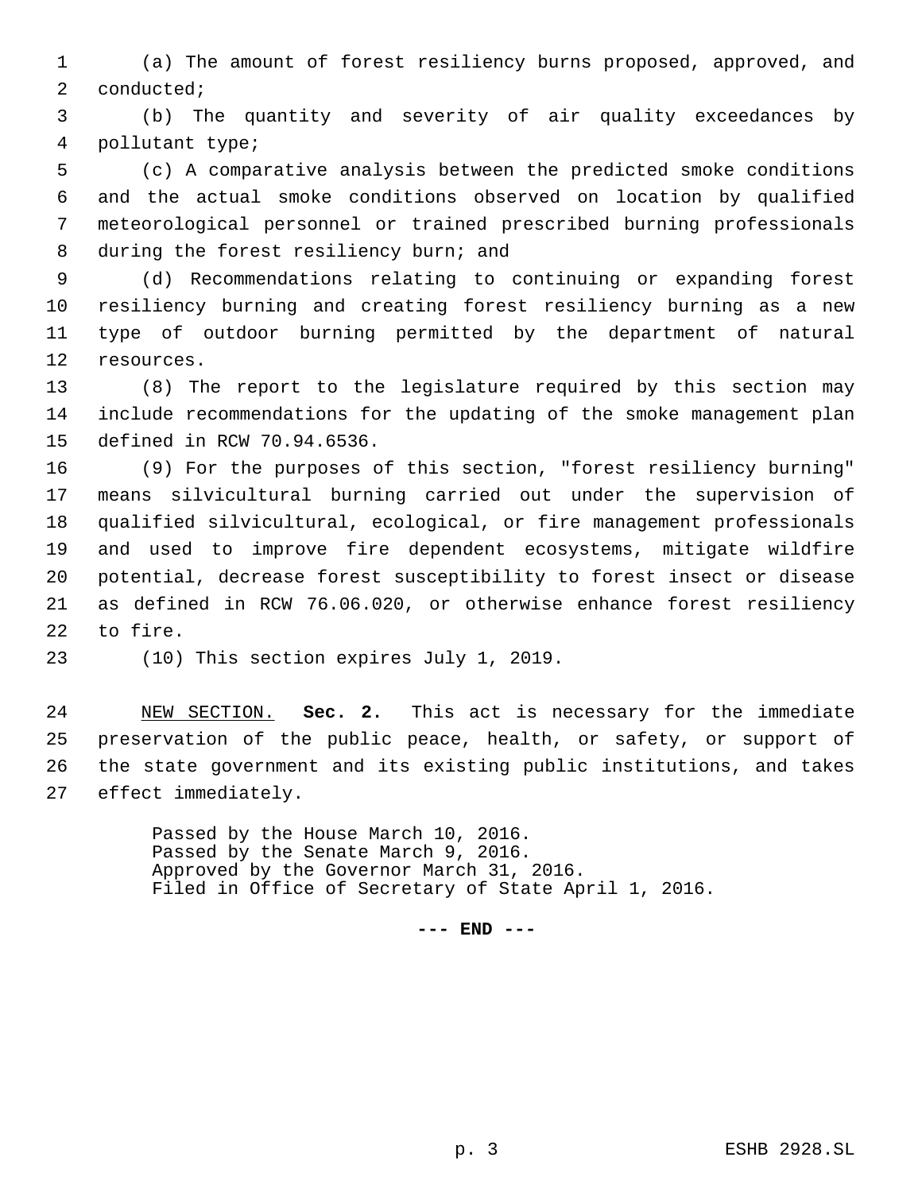(a) The amount of forest resiliency burns proposed, approved, and conducted;

(b) The quantity and severity of air quality exceedances by pollutant type;

(c) A comparative analysis between the predicted smoke conditions and the actual smoke conditions observed on location by qualified meteorological personnel or trained prescribed burning professionals during the forest resiliency burn; and

(d) Recommendations relating to continuing or expanding forest resiliency burning and creating forest resiliency burning as a new type of outdoor burning permitted by the department of natural resources.

(8) The report to the legislature required by this section may include recommendations for the updating of the smoke management plan defined in RCW 70.94.6536.

(9) For the purposes of this section, "forest resiliency burning" means silvicultural burning carried out under the supervision of qualified silvicultural, ecological, or fire management professionals and used to improve fire dependent ecosystems, mitigate wildfire potential, decrease forest susceptibility to forest insect or disease as defined in RCW 76.06.020, or otherwise enhance forest resiliency to fire.

(10) This section expires July 1, 2019.

NEW SECTION. **Sec. 2.** This act is necessary for the immediate preservation of the public peace, health, or safety, or support of the state government and its existing public institutions, and takes effect immediately.

Passed by the House March 10, 2016.
Passed by the Senate March 9, 2016.
Approved by the Governor March 31, 2016.
Filed in Office of Secretary of State April 1, 2016.

**--- END ---**